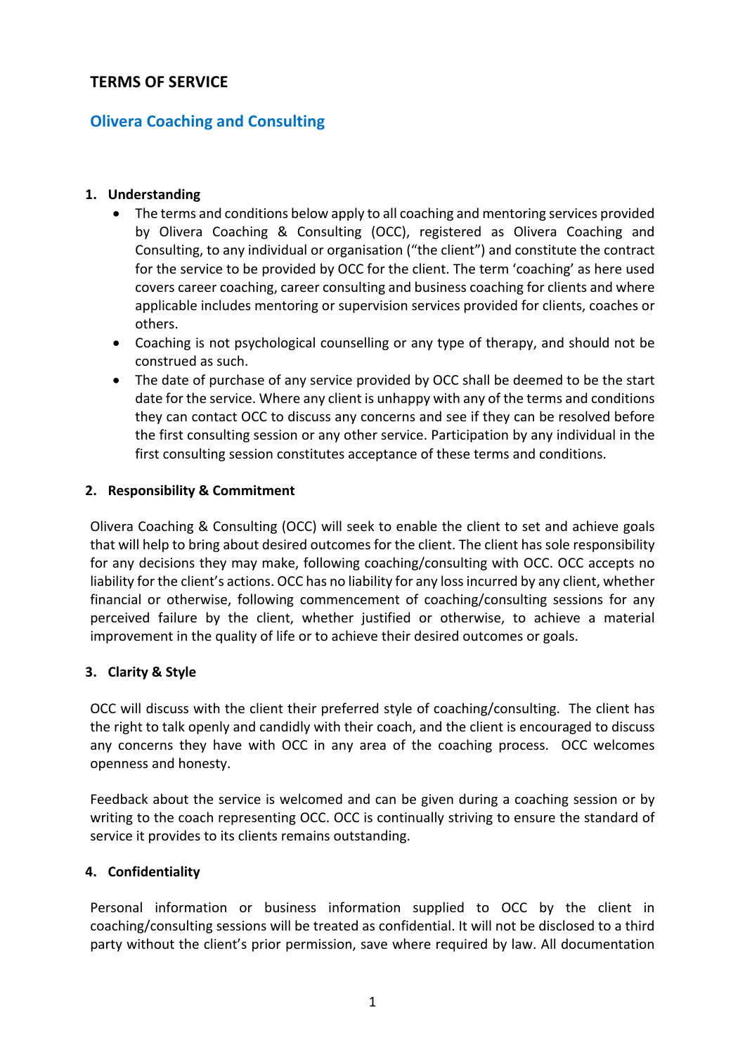# TERMS OF SERVICE

## Olivera Coaching and Consulting

### 1. Understanding

- The terms and conditions below apply to all coaching and mentoring services provided by Olivera Coaching & Consulting (OCC), registered as Olivera Coaching and Consulting, to any individual or organisation ("the client") and constitute the contract for the service to be provided by OCC for the client. The term 'coaching' as here used covers career coaching, career consulting and business coaching for clients and where applicable includes mentoring or supervision services provided for clients, coaches or others.
- Coaching is not psychological counselling or any type of therapy, and should not be construed as such.
- The date of purchase of any service provided by OCC shall be deemed to be the start date for the service. Where any client is unhappy with any of the terms and conditions they can contact OCC to discuss any concerns and see if they can be resolved before the first consulting session or any other service. Participation by any individual in the first consulting session constitutes acceptance of these terms and conditions.

### 2. Responsibility & Commitment

Olivera Coaching & Consulting (OCC) will seek to enable the client to set and achieve goals that will help to bring about desired outcomes for the client. The client has sole responsibility for any decisions they may make, following coaching/consulting with OCC. OCC accepts no liability for the client's actions. OCC has no liability for any loss incurred by any client, whether financial or otherwise, following commencement of coaching/consulting sessions for any perceived failure by the client, whether justified or otherwise, to achieve a material improvement in the quality of life or to achieve their desired outcomes or goals.

### 3. Clarity & Style

OCC will discuss with the client their preferred style of coaching/consulting. The client has the right to talk openly and candidly with their coach, and the client is encouraged to discuss any concerns they have with OCC in any area of the coaching process. OCC welcomes openness and honesty.

Feedback about the service is welcomed and can be given during a coaching session or by writing to the coach representing OCC. OCC is continually striving to ensure the standard of service it provides to its clients remains outstanding.

### 4. Confidentiality

Personal information or business information supplied to OCC by the client in coaching/consulting sessions will be treated as confidential. It will not be disclosed to a third party without the client's prior permission, save where required by law. All documentation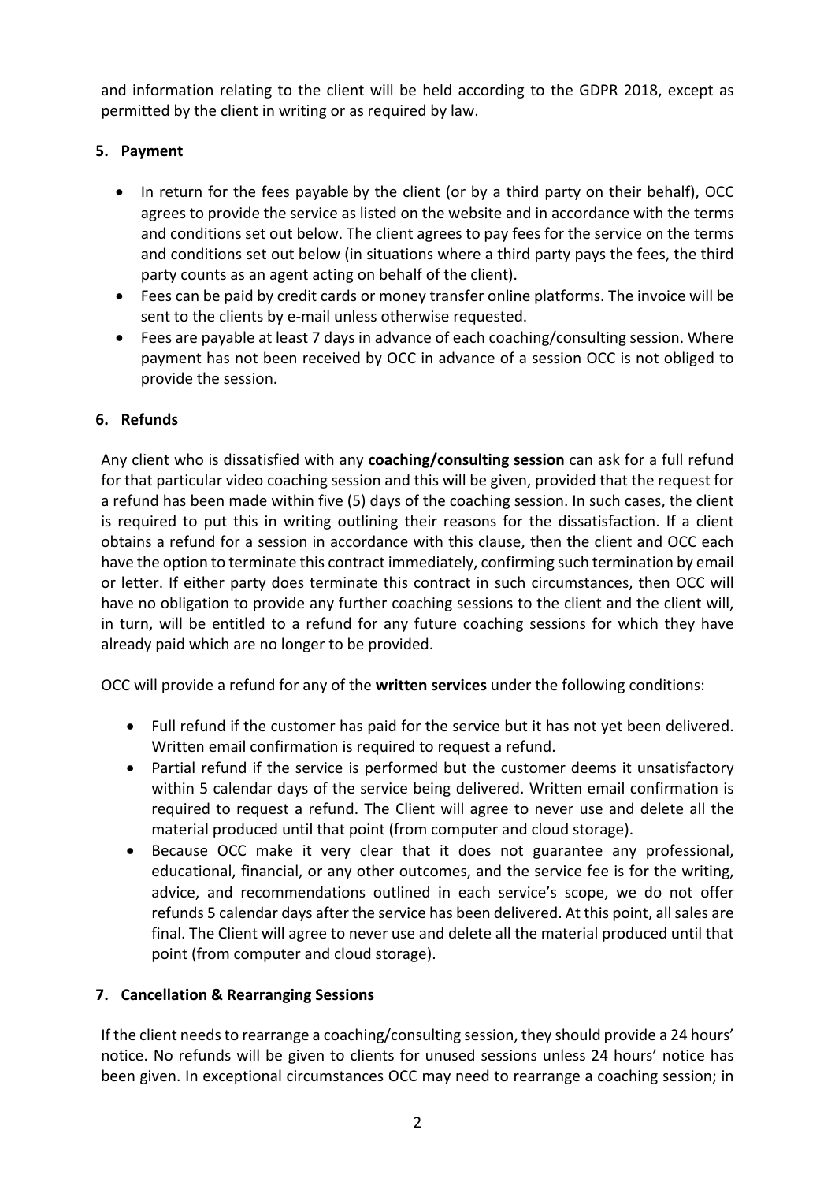and information relating to the client will be held according to the GDPR 2018, except as permitted by the client in writing or as required by law.

## 5. Payment

- In return for the fees payable by the client (or by a third party on their behalf), OCC agrees to provide the service as listed on the website and in accordance with the terms and conditions set out below. The client agrees to pay fees for the service on the terms and conditions set out below (in situations where a third party pays the fees, the third party counts as an agent acting on behalf of the client).
- Fees can be paid by credit cards or money transfer online platforms. The invoice will be sent to the clients by e-mail unless otherwise requested.
- Fees are payable at least 7 days in advance of each coaching/consulting session. Where payment has not been received by OCC in advance of a session OCC is not obliged to provide the session.

## 6. Refunds

Any client who is dissatisfied with any **coaching/consulting session** can ask for a full refund for that particular video coaching session and this will be given, provided that the request for a refund has been made within five (5) days of the coaching session. In such cases, the client is required to put this in writing outlining their reasons for the dissatisfaction. If a client obtains a refund for a session in accordance with this clause, then the client and OCC each have the option to terminate this contract immediately, confirming such termination by email or letter. If either party does terminate this contract in such circumstances, then OCC will have no obligation to provide any further coaching sessions to the client and the client will, in turn, will be entitled to a refund for any future coaching sessions for which they have already paid which are no longer to be provided.

OCC will provide a refund for any of the **written services** under the following conditions:

- Full refund if the customer has paid for the service but it has not yet been delivered. Written email confirmation is required to request a refund.
- Partial refund if the service is performed but the customer deems it unsatisfactory within 5 calendar days of the service being delivered. Written email confirmation is required to request a refund. The Client will agree to never use and delete all the material produced until that point (from computer and cloud storage).
- Because OCC make it very clear that it does not guarantee any professional, educational, financial, or any other outcomes, and the service fee is for the writing, advice, and recommendations outlined in each service's scope, we do not offer refunds 5 calendar days after the service has been delivered. At this point, all sales are final. The Client will agree to never use and delete all the material produced until that point (from computer and cloud storage).

## 7. Cancellation & Rearranging Sessions

If the client needs to rearrange a coaching/consulting session, they should provide a 24 hours' notice. No refunds will be given to clients for unused sessions unless 24 hours' notice has been given. In exceptional circumstances OCC may need to rearrange a coaching session; in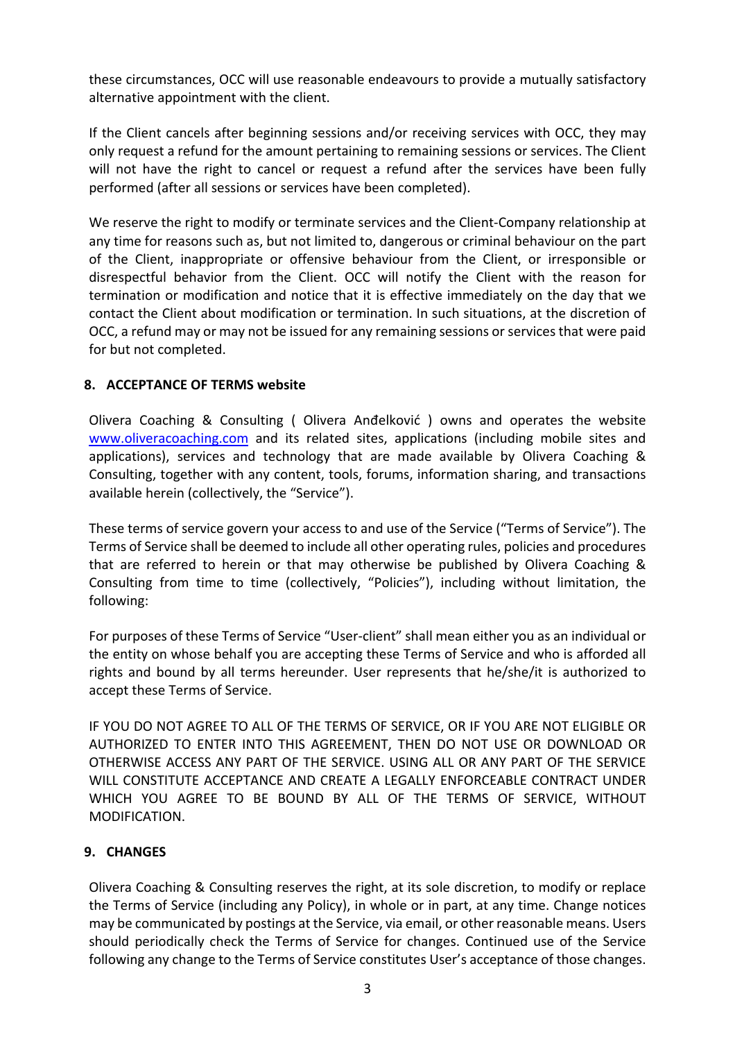these circumstances, OCC will use reasonable endeavours to provide a mutually satisfactory alternative appointment with the client.

If the Client cancels after beginning sessions and/or receiving services with OCC, they may only request a refund for the amount pertaining to remaining sessions or services. The Client will not have the right to cancel or request a refund after the services have been fully performed (after all sessions or services have been completed).

We reserve the right to modify or terminate services and the Client-Company relationship at any time for reasons such as, but not limited to, dangerous or criminal behaviour on the part of the Client, inappropriate or offensive behaviour from the Client, or irresponsible or disrespectful behavior from the Client. OCC will notify the Client with the reason for termination or modification and notice that it is effective immediately on the day that we contact the Client about modification or termination. In such situations, at the discretion of OCC, a refund may or may not be issued for any remaining sessions or services that were paid for but not completed.

## 8. ACCEPTANCE OF TERMS website

Olivera Coaching & Consulting ( Olivera Anđelković ) owns and operates the website [www.oliveracoaching.com](http://www.oliveracoaching.com) and its related sites, applications (including mobile sites and applications), services and technology that are made available by Olivera Coaching & Consulting, together with any content, tools, forums, information sharing, and transactions available herein (collectively, the “Service”).

These terms of service govern your access to and use of the Service (“Terms of Service”). The Terms of Service shall be deemed to include all other operating rules, policies and procedures that are referred to herein or that may otherwise be published by Olivera Coaching & Consulting from time to time (collectively, “Policies”), including without limitation, the following:

For purposes of these Terms of Service “User-client” shall mean either you as an individual or the entity on whose behalf you are accepting these Terms of Service and who is afforded all rights and bound by all terms hereunder. User represents that he/she/it is authorized to accept these Terms of Service.

IF YOU DO NOT AGREE TO ALL OF THE TERMS OF SERVICE, OR IF YOU ARE NOT ELIGIBLE OR AUTHORIZED TO ENTER INTO THIS AGREEMENT, THEN DO NOT USE OR DOWNLOAD OR OTHERWISE ACCESS ANY PART OF THE SERVICE. USING ALL OR ANY PART OF THE SERVICE WILL CONSTITUTE ACCEPTANCE AND CREATE A LEGALLY ENFORCEABLE CONTRACT UNDER WHICH YOU AGREE TO BE BOUND BY ALL OF THE TERMS OF SERVICE, WITHOUT MODIFICATION.

## 9. CHANGES

Olivera Coaching & Consulting reserves the right, at its sole discretion, to modify or replace the Terms of Service (including any Policy), in whole or in part, at any time. Change notices may be communicated by postings at the Service, via email, or other reasonable means. Users should periodically check the Terms of Service for changes. Continued use of the Service following any change to the Terms of Service constitutes User’s acceptance of those changes.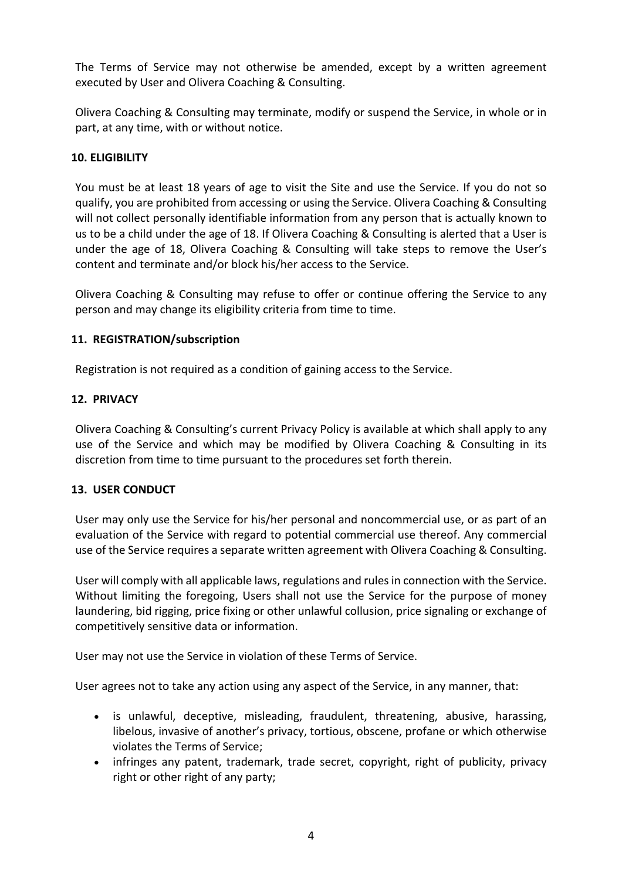The Terms of Service may not otherwise be amended, except by a written agreement executed by User and Olivera Coaching & Consulting.

Olivera Coaching & Consulting may terminate, modify or suspend the Service, in whole or in part, at any time, with or without notice.

**10. ELIGIBILITY**

You must be at least 18 years of age to visit the Site and use the Service. If you do not so qualify, you are prohibited from accessing or using the Service. Olivera Coaching & Consulting will not collect personally identifiable information from any person that is actually known to us to be a child under the age of 18. If Olivera Coaching & Consulting is alerted that a User is under the age of 18, Olivera Coaching & Consulting will take steps to remove the User's content and terminate and/or block his/her access to the Service.

Olivera Coaching & Consulting may refuse to offer or continue offering the Service to any person and may change its eligibility criteria from time to time.

**11. REGISTRATION/subscription**

Registration is not required as a condition of gaining access to the Service.

**12. PRIVACY**

Olivera Coaching & Consulting's current Privacy Policy is available at which shall apply to any use of the Service and which may be modified by Olivera Coaching & Consulting in its discretion from time to time pursuant to the procedures set forth therein.

**13. USER CONDUCT**

User may only use the Service for his/her personal and noncommercial use, or as part of an evaluation of the Service with regard to potential commercial use thereof. Any commercial use of the Service requires a separate written agreement with Olivera Coaching & Consulting.

User will comply with all applicable laws, regulations and rules in connection with the Service. Without limiting the foregoing, Users shall not use the Service for the purpose of money laundering, bid rigging, price fixing or other unlawful collusion, price signaling or exchange of competitively sensitive data or information.

User may not use the Service in violation of these Terms of Service.

User agrees not to take any action using any aspect of the Service, in any manner, that:

- is unlawful, deceptive, misleading, fraudulent, threatening, abusive, harassing, libelous, invasive of another's privacy, tortious, obscene, profane or which otherwise violates the Terms of Service;
- infringes any patent, trademark, trade secret, copyright, right of publicity, privacy right or other right of any party;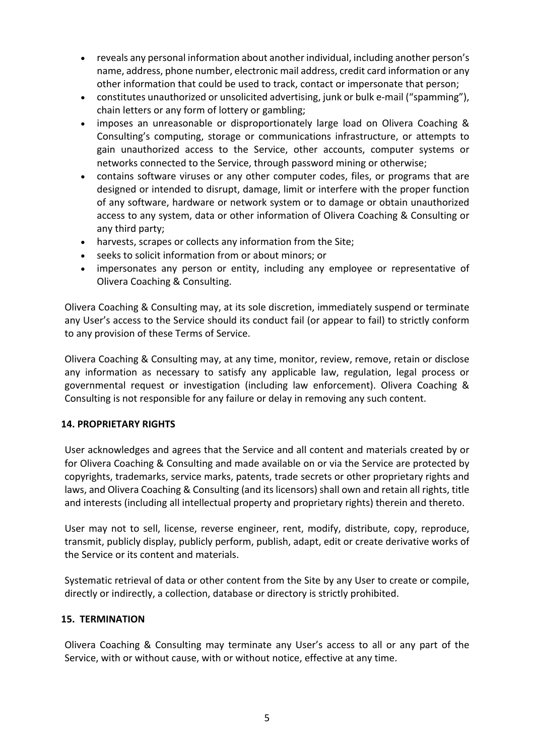- reveals any personal information about another individual, including another person's name, address, phone number, electronic mail address, credit card information or any other information that could be used to track, contact or impersonate that person;
- constitutes unauthorized or unsolicited advertising, junk or bulk e-mail ("spamming"), chain letters or any form of lottery or gambling;
- imposes an unreasonable or disproportionately large load on Olivera Coaching & Consulting's computing, storage or communications infrastructure, or attempts to gain unauthorized access to the Service, other accounts, computer systems or networks connected to the Service, through password mining or otherwise;
- contains software viruses or any other computer codes, files, or programs that are designed or intended to disrupt, damage, limit or interfere with the proper function of any software, hardware or network system or to damage or obtain unauthorized access to any system, data or other information of Olivera Coaching & Consulting or any third party;
- harvests, scrapes or collects any information from the Site;
- seeks to solicit information from or about minors; or
- impersonates any person or entity, including any employee or representative of Olivera Coaching & Consulting.

Olivera Coaching & Consulting may, at its sole discretion, immediately suspend or terminate any User's access to the Service should its conduct fail (or appear to fail) to strictly conform to any provision of these Terms of Service.

Olivera Coaching & Consulting may, at any time, monitor, review, remove, retain or disclose any information as necessary to satisfy any applicable law, regulation, legal process or governmental request or investigation (including law enforcement). Olivera Coaching & Consulting is not responsible for any failure or delay in removing any such content.

**14. PROPRIETARY RIGHTS**

User acknowledges and agrees that the Service and all content and materials created by or for Olivera Coaching & Consulting and made available on or via the Service are protected by copyrights, trademarks, service marks, patents, trade secrets or other proprietary rights and laws, and Olivera Coaching & Consulting (and its licensors) shall own and retain all rights, title and interests (including all intellectual property and proprietary rights) therein and thereto.

User may not to sell, license, reverse engineer, rent, modify, distribute, copy, reproduce, transmit, publicly display, publicly perform, publish, adapt, edit or create derivative works of the Service or its content and materials.

Systematic retrieval of data or other content from the Site by any User to create or compile, directly or indirectly, a collection, database or directory is strictly prohibited.

**15. TERMINATION**

Olivera Coaching & Consulting may terminate any User's access to all or any part of the Service, with or without cause, with or without notice, effective at any time.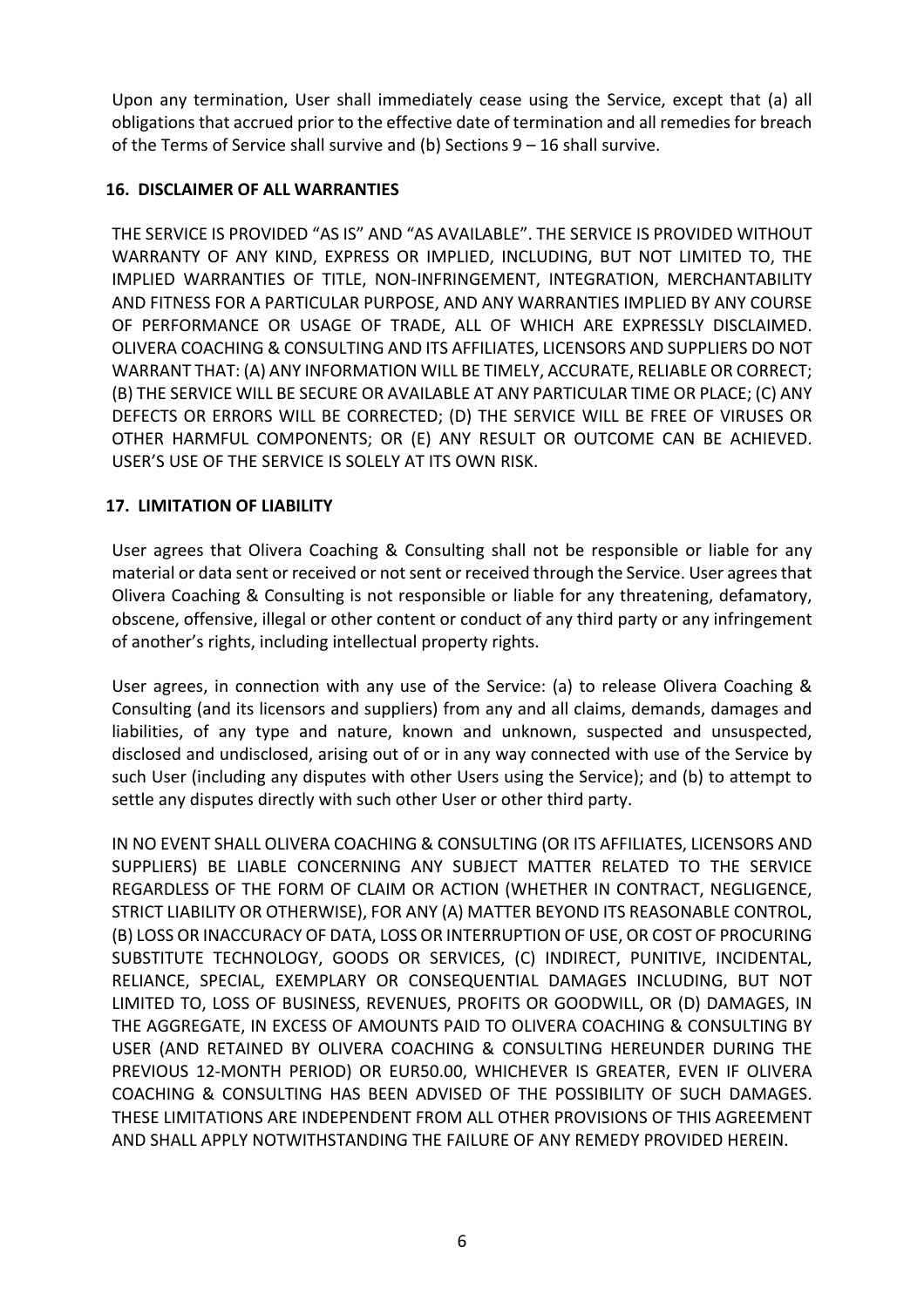Upon any termination, User shall immediately cease using the Service, except that (a) all obligations that accrued prior to the effective date of termination and all remedies for breach of the Terms of Service shall survive and (b) Sections 9 – 16 shall survive.

## 16. DISCLAIMER OF ALL WARRANTIES

THE SERVICE IS PROVIDED "AS IS" AND "AS AVAILABLE". THE SERVICE IS PROVIDED WITHOUT WARRANTY OF ANY KIND, EXPRESS OR IMPLIED, INCLUDING, BUT NOT LIMITED TO, THE IMPLIED WARRANTIES OF TITLE, NON-INFRINGEMENT, INTEGRATION, MERCHANTABILITY AND FITNESS FOR A PARTICULAR PURPOSE, AND ANY WARRANTIES IMPLIED BY ANY COURSE OF PERFORMANCE OR USAGE OF TRADE, ALL OF WHICH ARE EXPRESSLY DISCLAIMED. OLIVERA COACHING & CONSULTING AND ITS AFFILIATES, LICENSORS AND SUPPLIERS DO NOT WARRANT THAT: (A) ANY INFORMATION WILL BE TIMELY, ACCURATE, RELIABLE OR CORRECT; (B) THE SERVICE WILL BE SECURE OR AVAILABLE AT ANY PARTICULAR TIME OR PLACE; (C) ANY DEFECTS OR ERRORS WILL BE CORRECTED; (D) THE SERVICE WILL BE FREE OF VIRUSES OR OTHER HARMFUL COMPONENTS; OR (E) ANY RESULT OR OUTCOME CAN BE ACHIEVED. USER'S USE OF THE SERVICE IS SOLELY AT ITS OWN RISK.

## 17. LIMITATION OF LIABILITY

User agrees that Olivera Coaching & Consulting shall not be responsible or liable for any material or data sent or received or not sent or received through the Service. User agrees that Olivera Coaching & Consulting is not responsible or liable for any threatening, defamatory, obscene, offensive, illegal or other content or conduct of any third party or any infringement of another's rights, including intellectual property rights.

User agrees, in connection with any use of the Service: (a) to release Olivera Coaching & Consulting (and its licensors and suppliers) from any and all claims, demands, damages and liabilities, of any type and nature, known and unknown, suspected and unsuspected, disclosed and undisclosed, arising out of or in any way connected with use of the Service by such User (including any disputes with other Users using the Service); and (b) to attempt to settle any disputes directly with such other User or other third party.

IN NO EVENT SHALL OLIVERA COACHING & CONSULTING (OR ITS AFFILIATES, LICENSORS AND SUPPLIERS) BE LIABLE CONCERNING ANY SUBJECT MATTER RELATED TO THE SERVICE REGARDLESS OF THE FORM OF CLAIM OR ACTION (WHETHER IN CONTRACT, NEGLIGENCE, STRICT LIABILITY OR OTHERWISE), FOR ANY (A) MATTER BEYOND ITS REASONABLE CONTROL, (B) LOSS OR INACCURACY OF DATA, LOSS OR INTERRUPTION OF USE, OR COST OF PROCURING SUBSTITUTE TECHNOLOGY, GOODS OR SERVICES, (C) INDIRECT, PUNITIVE, INCIDENTAL, RELIANCE, SPECIAL, EXEMPLARY OR CONSEQUENTIAL DAMAGES INCLUDING, BUT NOT LIMITED TO, LOSS OF BUSINESS, REVENUES, PROFITS OR GOODWILL, OR (D) DAMAGES, IN THE AGGREGATE, IN EXCESS OF AMOUNTS PAID TO OLIVERA COACHING & CONSULTING BY USER (AND RETAINED BY OLIVERA COACHING & CONSULTING HEREUNDER DURING THE PREVIOUS 12-MONTH PERIOD) OR EUR50.00, WHICHEVER IS GREATER, EVEN IF OLIVERA COACHING & CONSULTING HAS BEEN ADVISED OF THE POSSIBILITY OF SUCH DAMAGES. THESE LIMITATIONS ARE INDEPENDENT FROM ALL OTHER PROVISIONS OF THIS AGREEMENT AND SHALL APPLY NOTWITHSTANDING THE FAILURE OF ANY REMEDY PROVIDED HEREIN.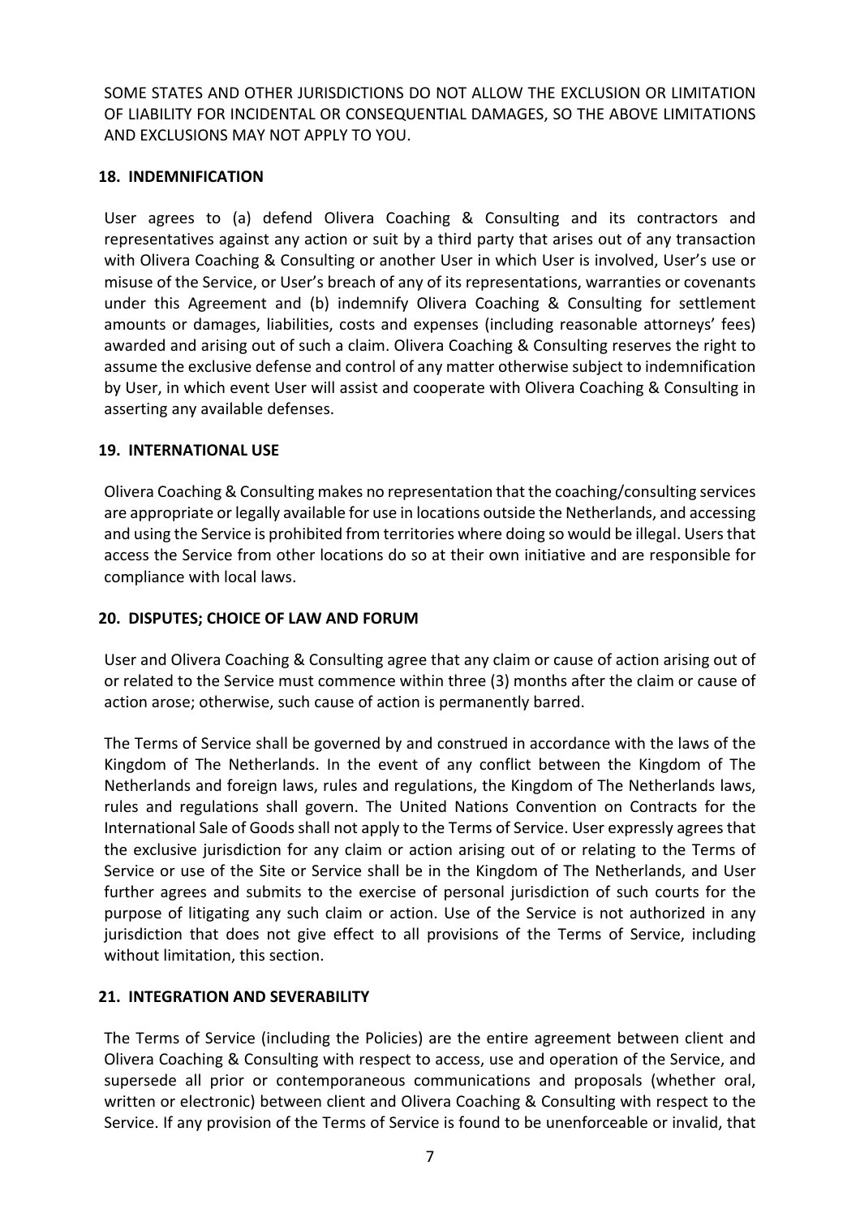SOME STATES AND OTHER JURISDICTIONS DO NOT ALLOW THE EXCLUSION OR LIMITATION OF LIABILITY FOR INCIDENTAL OR CONSEQUENTIAL DAMAGES, SO THE ABOVE LIMITATIONS AND EXCLUSIONS MAY NOT APPLY TO YOU.

## 18. INDEMNIFICATION

User agrees to (a) defend Olivera Coaching & Consulting and its contractors and representatives against any action or suit by a third party that arises out of any transaction with Olivera Coaching & Consulting or another User in which User is involved, User's use or misuse of the Service, or User's breach of any of its representations, warranties or covenants under this Agreement and (b) indemnify Olivera Coaching & Consulting for settlement amounts or damages, liabilities, costs and expenses (including reasonable attorneys' fees) awarded and arising out of such a claim. Olivera Coaching & Consulting reserves the right to assume the exclusive defense and control of any matter otherwise subject to indemnification by User, in which event User will assist and cooperate with Olivera Coaching & Consulting in asserting any available defenses.

## 19. INTERNATIONAL USE

Olivera Coaching & Consulting makes no representation that the coaching/consulting services are appropriate or legally available for use in locations outside the Netherlands, and accessing and using the Service is prohibited from territories where doing so would be illegal. Users that access the Service from other locations do so at their own initiative and are responsible for compliance with local laws.

## 20. DISPUTES; CHOICE OF LAW AND FORUM

User and Olivera Coaching & Consulting agree that any claim or cause of action arising out of or related to the Service must commence within three (3) months after the claim or cause of action arose; otherwise, such cause of action is permanently barred.

The Terms of Service shall be governed by and construed in accordance with the laws of the Kingdom of The Netherlands. In the event of any conflict between the Kingdom of The Netherlands and foreign laws, rules and regulations, the Kingdom of The Netherlands laws, rules and regulations shall govern. The United Nations Convention on Contracts for the International Sale of Goods shall not apply to the Terms of Service. User expressly agrees that the exclusive jurisdiction for any claim or action arising out of or relating to the Terms of Service or use of the Site or Service shall be in the Kingdom of The Netherlands, and User further agrees and submits to the exercise of personal jurisdiction of such courts for the purpose of litigating any such claim or action. Use of the Service is not authorized in any jurisdiction that does not give effect to all provisions of the Terms of Service, including without limitation, this section.

## 21. INTEGRATION AND SEVERABILITY

The Terms of Service (including the Policies) are the entire agreement between client and Olivera Coaching & Consulting with respect to access, use and operation of the Service, and supersede all prior or contemporaneous communications and proposals (whether oral, written or electronic) between client and Olivera Coaching & Consulting with respect to the Service. If any provision of the Terms of Service is found to be unenforceable or invalid, that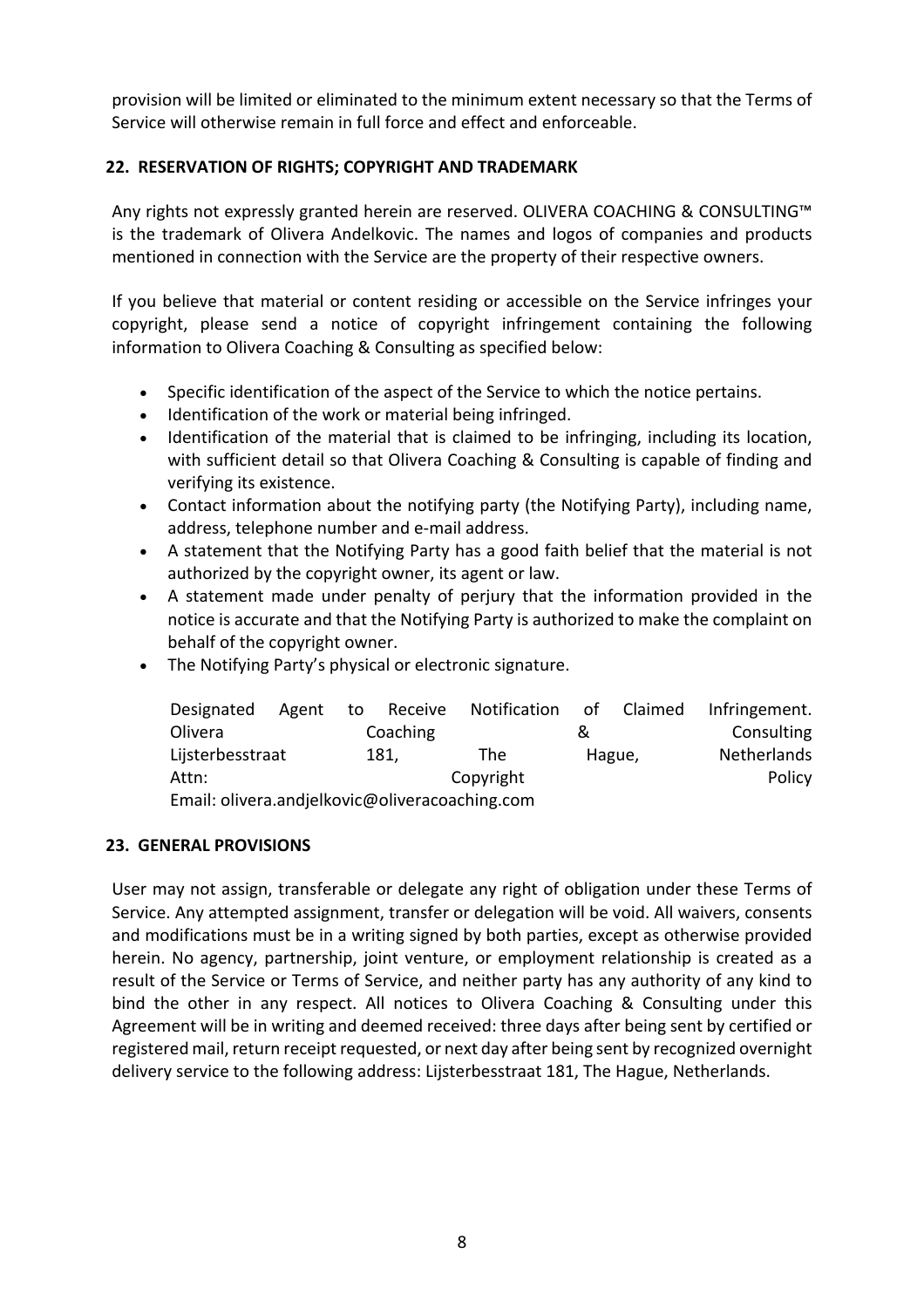provision will be limited or eliminated to the minimum extent necessary so that the Terms of Service will otherwise remain in full force and effect and enforceable.

## 22. RESERVATION OF RIGHTS; COPYRIGHT AND TRADEMARK

Any rights not expressly granted herein are reserved. OLIVERA COACHING & CONSULTING™ is the trademark of Olivera Andelkovic. The names and logos of companies and products mentioned in connection with the Service are the property of their respective owners.

If you believe that material or content residing or accessible on the Service infringes your copyright, please send a notice of copyright infringement containing the following information to Olivera Coaching & Consulting as specified below:

- Specific identification of the aspect of the Service to which the notice pertains.
- Identification of the work or material being infringed.
- Identification of the material that is claimed to be infringing, including its location, with sufficient detail so that Olivera Coaching & Consulting is capable of finding and verifying its existence.
- Contact information about the notifying party (the Notifying Party), including name, address, telephone number and e-mail address.
- A statement that the Notifying Party has a good faith belief that the material is not authorized by the copyright owner, its agent or law.
- A statement made under penalty of perjury that the information provided in the notice is accurate and that the Notifying Party is authorized to make the complaint on behalf of the copyright owner.
- The Notifying Party's physical or electronic signature.

Designated Agent to Receive Notification of Claimed Infringement.
Olivera Coaching & Consulting
Lijsterbesstraat 181, The Hague, Netherlands
Attn: Copyright Policy
Email: olivera.andjelkovic@oliveracoaching.com

## 23. GENERAL PROVISIONS

User may not assign, transferable or delegate any right of obligation under these Terms of Service. Any attempted assignment, transfer or delegation will be void. All waivers, consents and modifications must be in a writing signed by both parties, except as otherwise provided herein. No agency, partnership, joint venture, or employment relationship is created as a result of the Service or Terms of Service, and neither party has any authority of any kind to bind the other in any respect. All notices to Olivera Coaching & Consulting under this Agreement will be in writing and deemed received: three days after being sent by certified or registered mail, return receipt requested, or next day after being sent by recognized overnight delivery service to the following address: Lijsterbesstraat 181, The Hague, Netherlands.